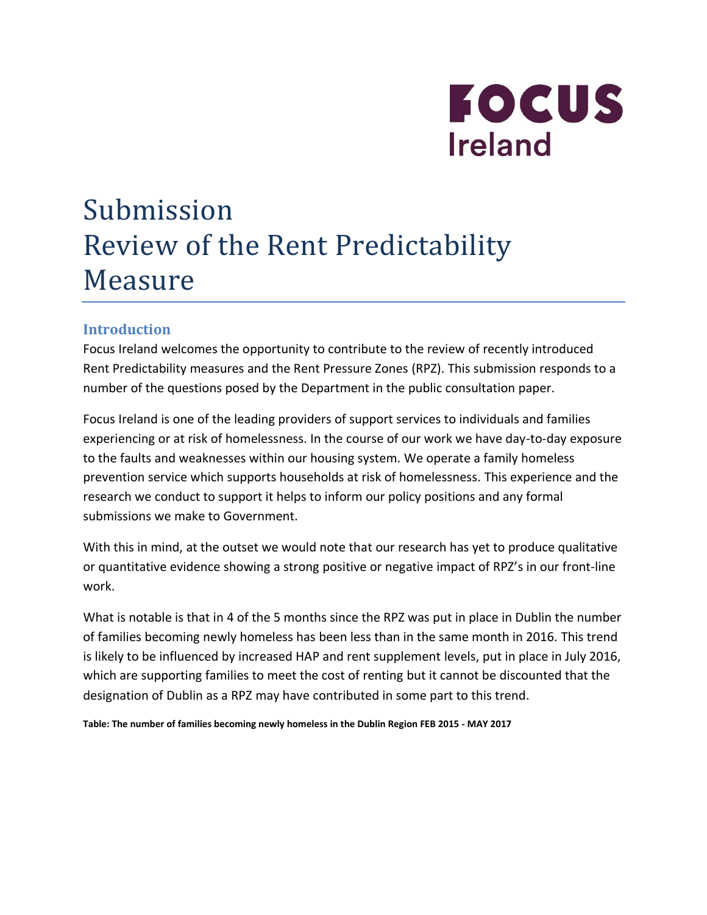# Submission
# Review of the Rent Predictability Measure

## Introduction

Focus Ireland welcomes the opportunity to contribute to the review of recently introduced Rent Predictability measures and the Rent Pressure Zones (RPZ). This submission responds to a number of the questions posed by the Department in the public consultation paper.

Focus Ireland is one of the leading providers of support services to individuals and families experiencing or at risk of homelessness. In the course of our work we have day-to-day exposure to the faults and weaknesses within our housing system. We operate a family homeless prevention service which supports households at risk of homelessness. This experience and the research we conduct to support it helps to inform our policy positions and any formal submissions we make to Government.

With this in mind, at the outset we would note that our research has yet to produce qualitative or quantitative evidence showing a strong positive or negative impact of RPZ's in our front-line work.

What is notable is that in 4 of the 5 months since the RPZ was put in place in Dublin the number of families becoming newly homeless has been less than in the same month in 2016. This trend is likely to be influenced by increased HAP and rent supplement levels, put in place in July 2016, which are supporting families to meet the cost of renting but it cannot be discounted that the designation of Dublin as a RPZ may have contributed in some part to this trend.

**Table: The number of families becoming newly homeless in the Dublin Region FEB 2015 - MAY 2017**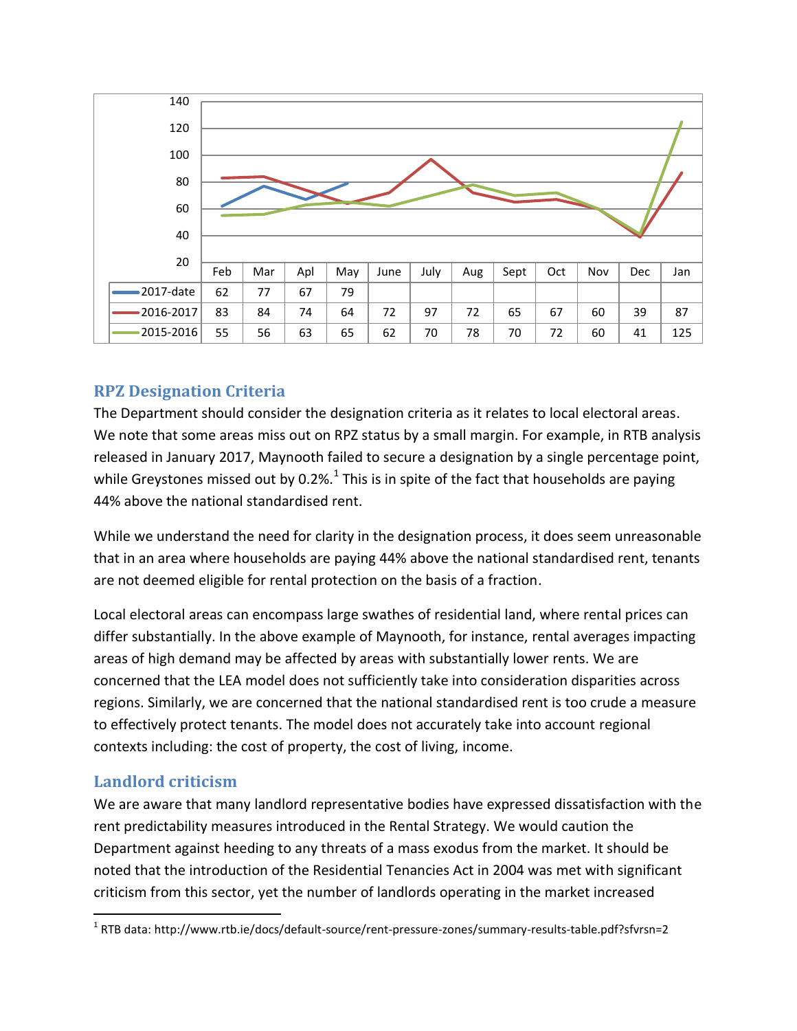| | Feb | Mar | Apl | May | June | July | Aug | Sept | Oct | Nov | Dec | Jan |
|---|---|---|---|---|---|---|---|---|---|---|---|---|
| 2017-date | 62 | 77 | 67 | 79 | | | | | | | | |
| 2016-2017 | 83 | 84 | 74 | 64 | 72 | 97 | 72 | 65 | 67 | 60 | 39 | 87 |
| 2015-2016 | 55 | 56 | 63 | 65 | 62 | 70 | 78 | 70 | 72 | 60 | 41 | 125 |

## RPZ Designation Criteria

The Department should consider the designation criteria as it relates to local electoral areas. We note that some areas miss out on RPZ status by a small margin. For example, in RTB analysis released in January 2017, Maynooth failed to secure a designation by a single percentage point, while Greystones missed out by 0.2%.[1] This is in spite of the fact that households are paying 44% above the national standardised rent.

While we understand the need for clarity in the designation process, it does seem unreasonable that in an area where households are paying 44% above the national standardised rent, tenants are not deemed eligible for rental protection on the basis of a fraction.

Local electoral areas can encompass large swathes of residential land, where rental prices can differ substantially. In the above example of Maynooth, for instance, rental averages impacting areas of high demand may be affected by areas with substantially lower rents. We are concerned that the LEA model does not sufficiently take into consideration disparities across regions. Similarly, we are concerned that the national standardised rent is too crude a measure to effectively protect tenants. The model does not accurately take into account regional contexts including: the cost of property, the cost of living, income.

## Landlord criticism

We are aware that many landlord representative bodies have expressed dissatisfaction with the rent predictability measures introduced in the Rental Strategy. We would caution the Department against heeding to any threats of a mass exodus from the market. It should be noted that the introduction of the Residential Tenancies Act in 2004 was met with significant criticism from this sector, yet the number of landlords operating in the market increased

[1] RTB data: http://www.rtb.ie/docs/default-source/rent-pressure-zones/summary-results-table.pdf?sfvrsn=2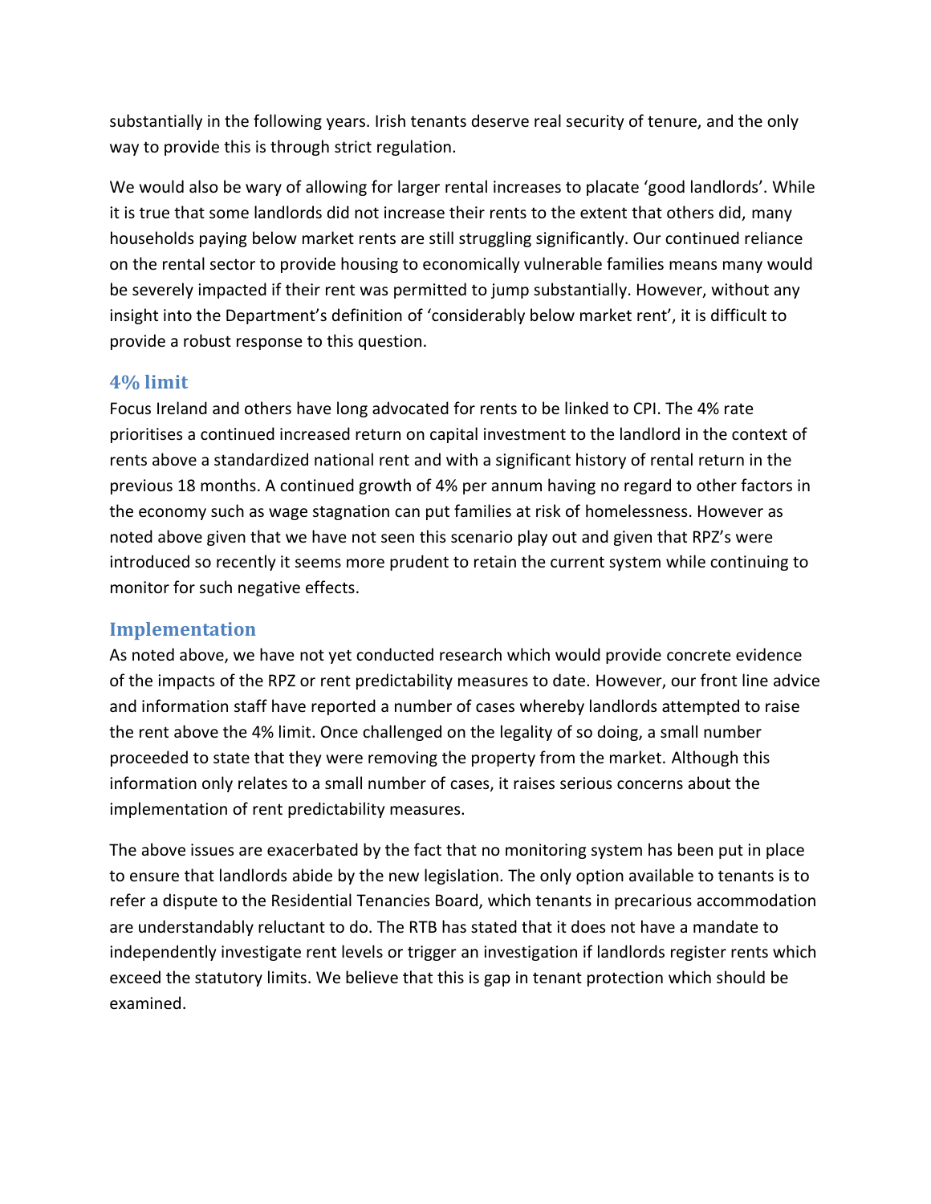substantially in the following years. Irish tenants deserve real security of tenure, and the only way to provide this is through strict regulation.

We would also be wary of allowing for larger rental increases to placate 'good landlords'. While it is true that some landlords did not increase their rents to the extent that others did, many households paying below market rents are still struggling significantly. Our continued reliance on the rental sector to provide housing to economically vulnerable families means many would be severely impacted if their rent was permitted to jump substantially. However, without any insight into the Department's definition of 'considerably below market rent', it is difficult to provide a robust response to this question.

### 4% limit

Focus Ireland and others have long advocated for rents to be linked to CPI. The 4% rate prioritises a continued increased return on capital investment to the landlord in the context of rents above a standardized national rent and with a significant history of rental return in the previous 18 months. A continued growth of 4% per annum having no regard to other factors in the economy such as wage stagnation can put families at risk of homelessness. However as noted above given that we have not seen this scenario play out and given that RPZ's were introduced so recently it seems more prudent to retain the current system while continuing to monitor for such negative effects.

### Implementation

As noted above, we have not yet conducted research which would provide concrete evidence of the impacts of the RPZ or rent predictability measures to date. However, our front line advice and information staff have reported a number of cases whereby landlords attempted to raise the rent above the 4% limit. Once challenged on the legality of so doing, a small number proceeded to state that they were removing the property from the market. Although this information only relates to a small number of cases, it raises serious concerns about the implementation of rent predictability measures.

The above issues are exacerbated by the fact that no monitoring system has been put in place to ensure that landlords abide by the new legislation. The only option available to tenants is to refer a dispute to the Residential Tenancies Board, which tenants in precarious accommodation are understandably reluctant to do. The RTB has stated that it does not have a mandate to independently investigate rent levels or trigger an investigation if landlords register rents which exceed the statutory limits. We believe that this is gap in tenant protection which should be examined.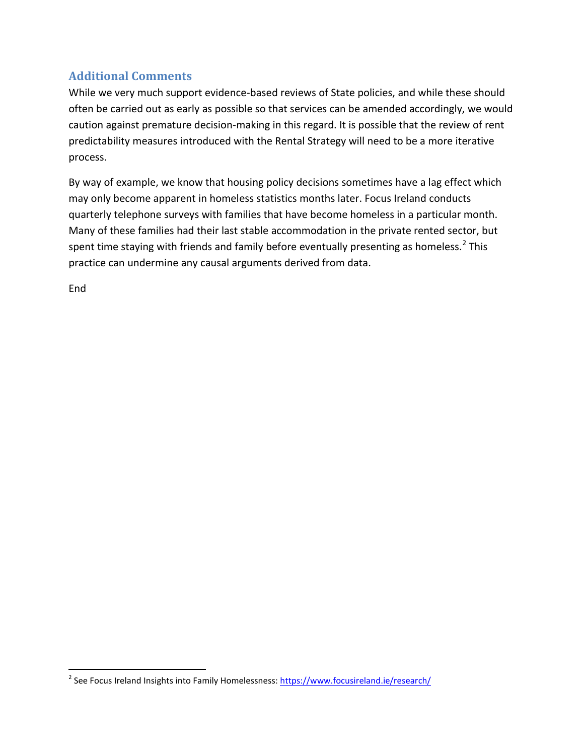## Additional Comments

While we very much support evidence-based reviews of State policies, and while these should often be carried out as early as possible so that services can be amended accordingly, we would caution against premature decision-making in this regard. It is possible that the review of rent predictability measures introduced with the Rental Strategy will need to be a more iterative process.

By way of example, we know that housing policy decisions sometimes have a lag effect which may only become apparent in homeless statistics months later. Focus Ireland conducts quarterly telephone surveys with families that have become homeless in a particular month. Many of these families had their last stable accommodation in the private rented sector, but spent time staying with friends and family before eventually presenting as homeless.[2] This practice can undermine any causal arguments derived from data.

End

---

[2] See Focus Ireland Insights into Family Homelessness: https://www.focusireland.ie/research/